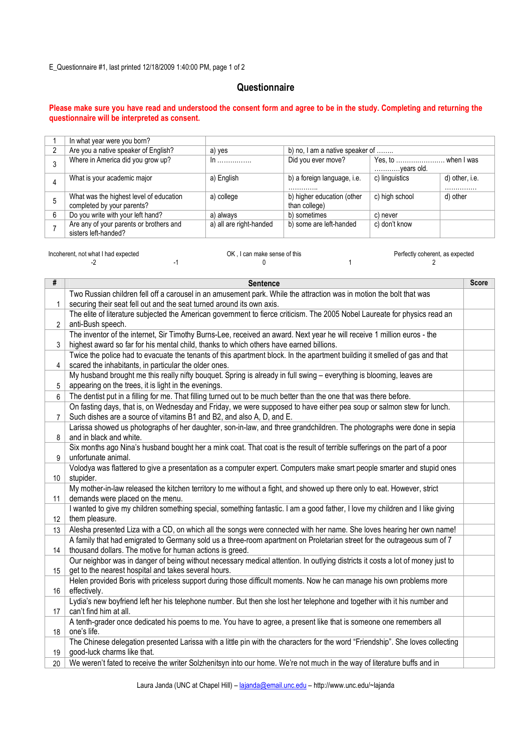# Questionnaire

**Please make sure you have read and understood the consent form and agree to be in the study. Completing and returning the questionnaire will be interpreted as consent.**

| | | | | | |
|---|---|---|---|---|---|
| 1 | In what year were you born? | | | | |
| 2 | Are you a native speaker of English? | a) yes | b) no, I am a native speaker of …….. | | |
| 3 | Where in America did you grow up? | In ……………. | Did you ever move? | Yes, to ………………….. when I was …………years old. | |
| 4 | What is your academic major | a) English | b) a foreign language, i.e. …………. | c) linguistics | d) other, i.e. ………….. |
| 5 | What was the highest level of education completed by your parents? | a) college | b) higher education (other than college) | c) high school | d) other |
| 6 | Do you write with your left hand? | a) always | b) sometimes | c) never | |
| 7 | Are any of your parents or brothers and sisters left-handed? | a) all are right-handed | b) some are left-handed | c) don't know | |

| Incoherent, not what I had expected | | OK , I can make sense of this | | Perfectly coherent, as expected |
|---|---|---|---|---|
| -2 | -1 | 0 | 1 | 2 |

| # | Sentence | Score |
|---|---|---|
| 1 | Two Russian children fell off a carousel in an amusement park. While the attraction was in motion the bolt that was securing their seat fell out and the seat turned around its own axis. | |
| 2 | The elite of literature subjected the American government to fierce criticism. The 2005 Nobel Laureate for physics read an anti-Bush speech. | |
| 3 | The inventor of the internet, Sir Timothy Burns-Lee, received an award. Next year he will receive 1 million euros - the highest award so far for his mental child, thanks to which others have earned billions. | |
| 4 | Twice the police had to evacuate the tenants of this apartment block. In the apartment building it smelled of gas and that scared the inhabitants, in particular the older ones. | |
| 5 | My husband brought me this really nifty bouquet. Spring is already in full swing – everything is blooming, leaves are appearing on the trees, it is light in the evenings. | |
| 6 | The dentist put in a filling for me. That filling turned out to be much better than the one that was there before. | |
| 7 | On fasting days, that is, on Wednesday and Friday, we were supposed to have either pea soup or salmon stew for lunch. Such dishes are a source of vitamins B1 and B2, and also A, D, and E. | |
| 8 | Larissa showed us photographs of her daughter, son-in-law, and three grandchildren. The photographs were done in sepia and in black and white. | |
| 9 | Six months ago Nina's husband bought her a mink coat. That coat is the result of terrible sufferings on the part of a poor unfortunate animal. | |
| 10 | Volodya was flattered to give a presentation as a computer expert. Computers make smart people smarter and stupid ones stupider. | |
| 11 | My mother-in-law released the kitchen territory to me without a fight, and showed up there only to eat. However, strict demands were placed on the menu. | |
| 12 | I wanted to give my children something special, something fantastic. I am a good father, I love my children and I like giving them pleasure. | |
| 13 | Alesha presented Liza with a CD, on which all the songs were connected with her name. She loves hearing her own name! | |
| 14 | A family that had emigrated to Germany sold us a three-room apartment on Proletarian street for the outrageous sum of 7 thousand dollars. The motive for human actions is greed. | |
| 15 | Our neighbor was in danger of being without necessary medical attention. In outlying districts it costs a lot of money just to get to the nearest hospital and takes several hours. | |
| 16 | Helen provided Boris with priceless support during those difficult moments. Now he can manage his own problems more effectively. | |
| 17 | Lydia's new boyfriend left her his telephone number. But then she lost her telephone and together with it his number and can't find him at all. | |
| 18 | A tenth-grader once dedicated his poems to me. You have to agree, a present like that is someone one remembers all one's life. | |
| 19 | The Chinese delegation presented Larissa with a little pin with the characters for the word "Friendship". She loves collecting good-luck charms like that. | |
| 20 | We weren't fated to receive the writer Solzhenitsyn into our home. We're not much in the way of literature buffs and in | |

Laura Janda (UNC at Chapel Hill) – lajanda@email.unc.edu – http://www.unc.edu/~lajanda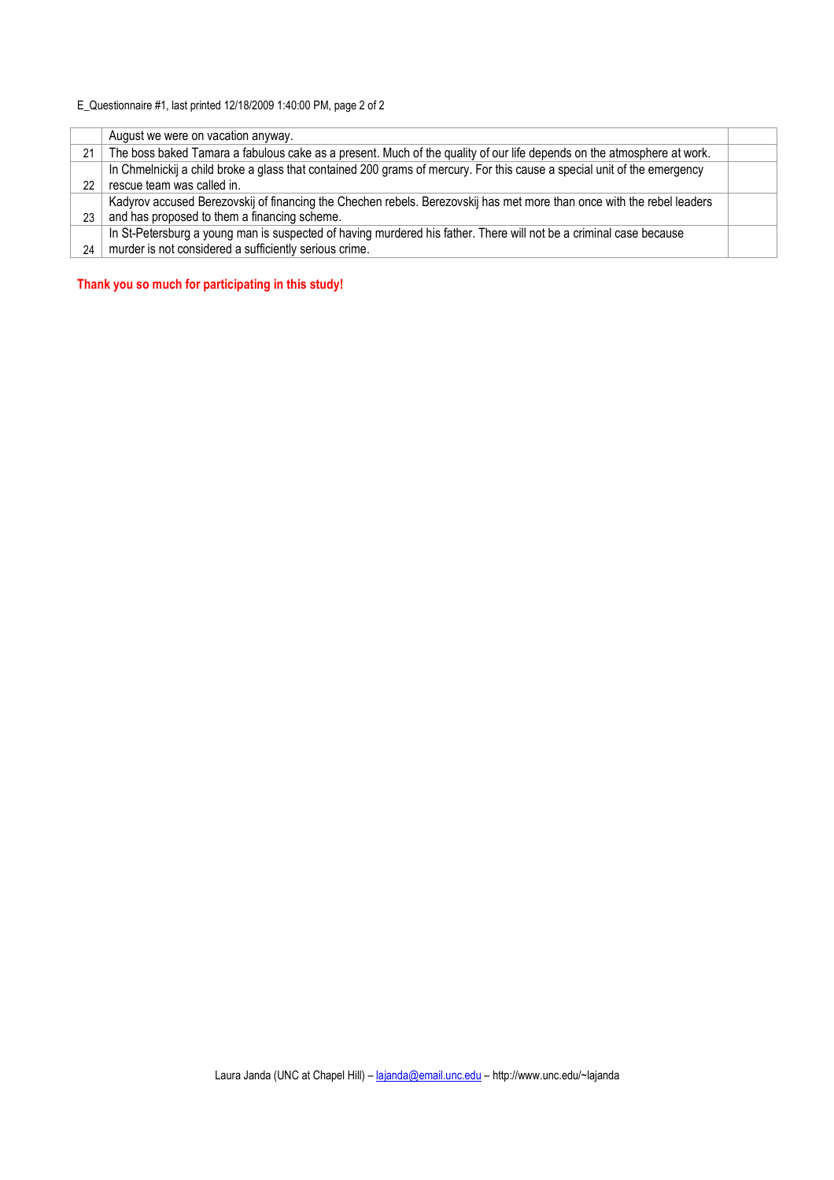| | | |
|---|---|---|
| | August we were on vacation anyway. | |
| 21 | The boss baked Tamara a fabulous cake as a present. Much of the quality of our life depends on the atmosphere at work. | |
| 22 | In Chmelnickij a child broke a glass that contained 200 grams of mercury. For this cause a special unit of the emergency rescue team was called in. | |
| 23 | Kadyrov accused Berezovskij of financing the Chechen rebels. Berezovskij has met more than once with the rebel leaders and has proposed to them a financing scheme. | |
| 24 | In St-Petersburg a young man is suspected of having murdered his father. There will not be a criminal case because murder is not considered a sufficiently serious crime. | |

**Thank you so much for participating in this study!**